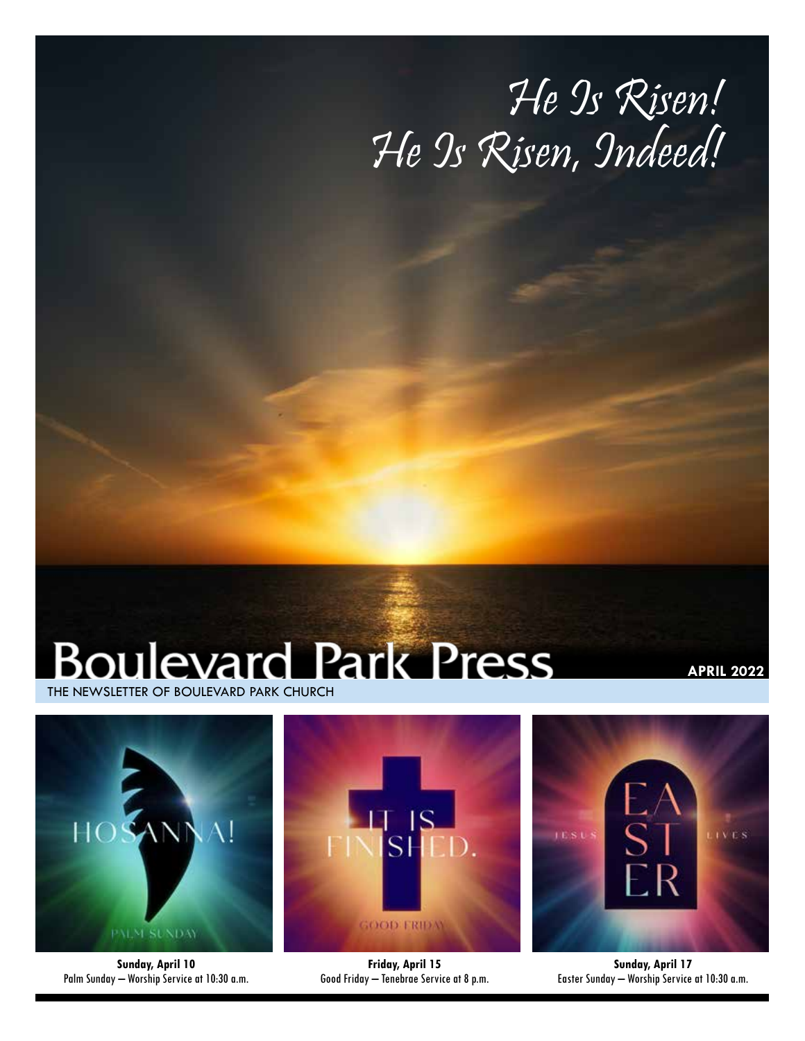# He Is Risen! He Is Risen, Indeed!

# Boulevard Park Press

THE NEWSLETTER OF BOULEVARD PARK CHURCH

**APRIL 2022**

**Sunday, April 10**
Palm Sunday — Worship Service at 10:30 a.m.

**Friday, April 15**
Good Friday — Tenebrae Service at 8 p.m.

**Sunday, April 17**
Easter Sunday — Worship Service at 10:30 a.m.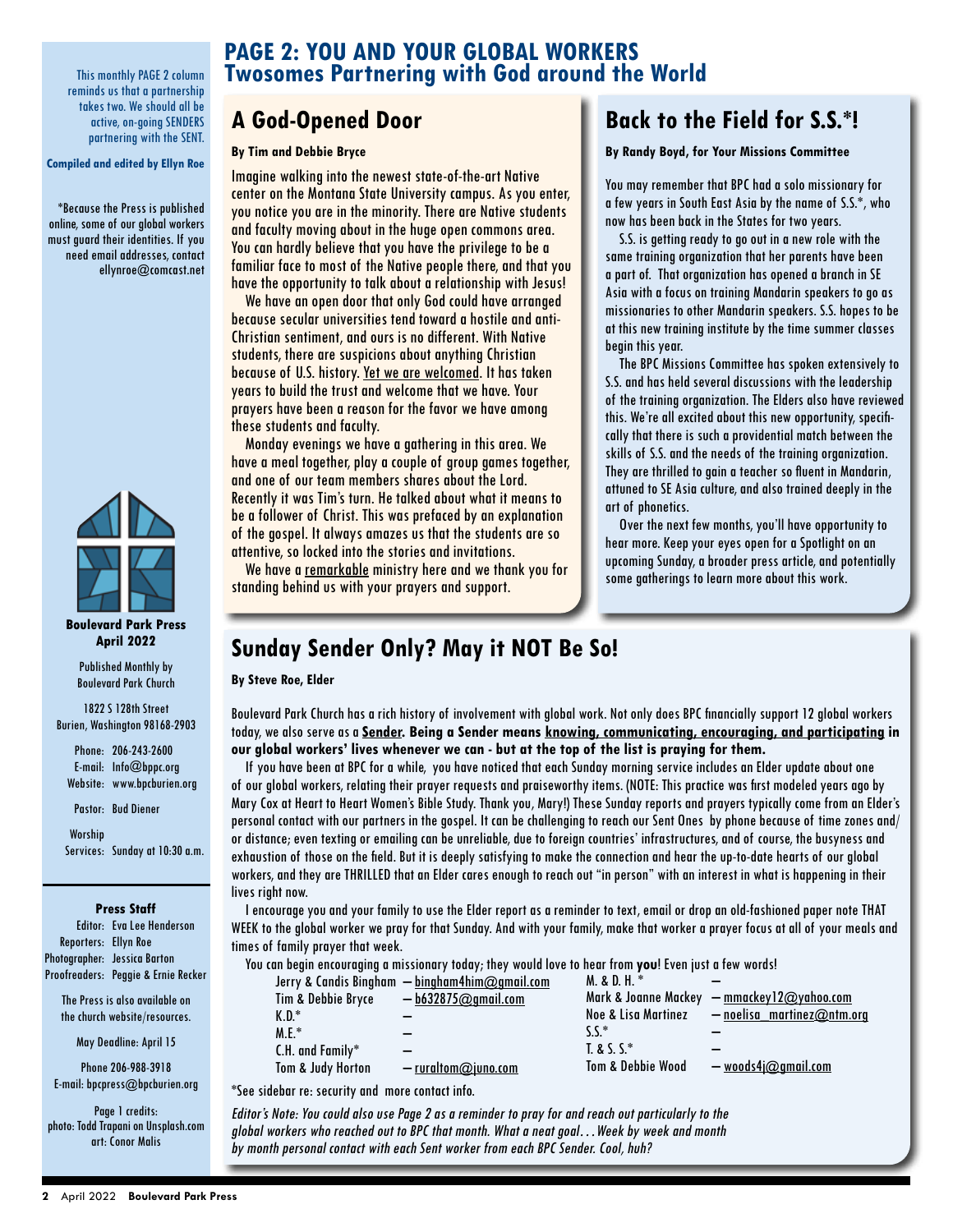# PAGE 2: YOU AND YOUR GLOBAL WORKERS
## Twosomes Partnering with God around the World

This monthly PAGE 2 column reminds us that a partnership takes two. We should all be active, on-going SENDERS partnering with the SENT.

**Compiled and edited by Ellyn Roe**

*Because the Press is published online, some of our global workers must guard their identities. If you need email addresses, contact ellynroe@comcast.net

## A God-Opened Door

**By Tim and Debbie Bryce**

Imagine walking into the newest state-of-the-art Native center on the Montana State University campus. As you enter, you notice you are in the minority. There are Native students and faculty moving about in the huge open commons area. You can hardly believe that you have the privilege to be a familiar face to most of the Native people there, and that you have the opportunity to talk about a relationship with Jesus!

We have an open door that only God could have arranged because secular universities tend toward a hostile and anti-Christian sentiment, and ours is no different. With Native students, there are suspicions about anything Christian because of U.S. history. Yet we are welcomed. It has taken years to build the trust and welcome that we have. Your prayers have been a reason for the favor we have among these students and faculty.

Monday evenings we have a gathering in this area. We have a meal together, play a couple of group games together, and one of our team members shares about the Lord. Recently it was Tim's turn. He talked about what it means to be a follower of Christ. This was prefaced by an explanation of the gospel. It always amazes us that the students are so attentive, so locked into the stories and invitations.

We have a remarkable ministry here and we thank you for standing behind us with your prayers and support.

## Back to the Field for S.S.*!

**By Randy Boyd, for Your Missions Committee**

You may remember that BPC had a solo missionary for a few years in South East Asia by the name of S.S.*, who now has been back in the States for two years.

S.S. is getting ready to go out in a new role with the same training organization that her parents have been a part of. That organization has opened a branch in SE Asia with a focus on training Mandarin speakers to go as missionaries to other Mandarin speakers. S.S. hopes to be at this new training institute by the time summer classes begin this year.

The BPC Missions Committee has spoken extensively to S.S. and has held several discussions with the leadership of the training organization. The Elders also have reviewed this. We're all excited about this new opportunity, specifically that there is such a providential match between the skills of S.S. and the needs of the training organization. They are thrilled to gain a teacher so fluent in Mandarin, attuned to SE Asia culture, and also trained deeply in the art of phonetics.

Over the next few months, you'll have opportunity to hear more. Keep your eyes open for a Spotlight on an upcoming Sunday, a broader press article, and potentially some gatherings to learn more about this work.

## Sunday Sender Only? May it NOT Be So!

**By Steve Roe, Elder**

Boulevard Park Church has a rich history of involvement with global work. Not only does BPC financially support 12 global workers today, we also serve as a **Sender. Being a Sender means knowing, communicating, encouraging, and participating in our global workers' lives whenever we can - but at the top of the list is praying for them.**

If you have been at BPC for a while, you have noticed that each Sunday morning service includes an Elder update about one of our global workers, relating their prayer requests and praiseworthy items. (NOTE: This practice was first modeled years ago by Mary Cox at Heart to Heart Women's Bible Study. Thank you, Mary!) These Sunday reports and prayers typically come from an Elder's personal contact with our partners in the gospel. It can be challenging to reach our Sent Ones by phone because of time zones and/or distance; even texting or emailing can be unreliable, due to foreign countries' infrastructures, and of course, the busyness and exhaustion of those on the field. But it is deeply satisfying to make the connection and hear the up-to-date hearts of our global workers, and they are THRILLED that an Elder cares enough to reach out "in person" with an interest in what is happening in their lives right now.

I encourage you and your family to use the Elder report as a reminder to text, email or drop an old-fashioned paper note THAT WEEK to the global worker we pray for that Sunday. And with your family, make that worker a prayer focus at all of your meals and times of family prayer that week.

You can begin encouraging a missionary today; they would love to hear from **you**! Even just a few words!

| Name | Email | Name | Email |
|---|---|---|---|
| Jerry & Candis Bingham | – bingham4him@gmail.com | M. & D. H. * | – |
| Tim & Debbie Bryce | – b632875@gmail.com | Mark & Joanne Mackey | – mmackey12@yahoo.com |
| K.D.* | – | Noe & Lisa Martinez | – noelisa_martinez@ntm.org |
| M.E.* | – | S.S.* | – |
| C.H. and Family* | – | T. & S. S.* | – |
| Tom & Judy Horton | – ruraltom@juno.com | Tom & Debbie Wood | – woods4j@gmail.com |

*See sidebar re: security and more contact info.

*Editor's Note: You could also use Page 2 as a reminder to pray for and reach out particularly to the global workers who reached out to BPC that month. What a neat goal…Week by week and month by month personal contact with each Sent worker from each BPC Sender. Cool, huh?*

**Boulevard Park Press**
**April 2022**

Published Monthly by Boulevard Park Church

1822 S 128th Street
Burien, Washington 98168-2903

Phone: 206-243-2600
E-mail: Info@bppc.org
Website: www.bpcburien.org

Pastor: Bud Diener

Worship Services: Sunday at 10:30 a.m.

**Press Staff**

Editor: Eva Lee Henderson
Reporters: Ellyn Roe
Photographer: Jessica Barton
Proofreaders: Peggie & Ernie Recker

The Press is also available on the church website/resources.

May Deadline: April 15

Phone 206-988-3918
E-mail: bpcpress@bpcburien.org

Page 1 credits:
photo: Todd Trapani on Unsplash.com
art: Conor Malis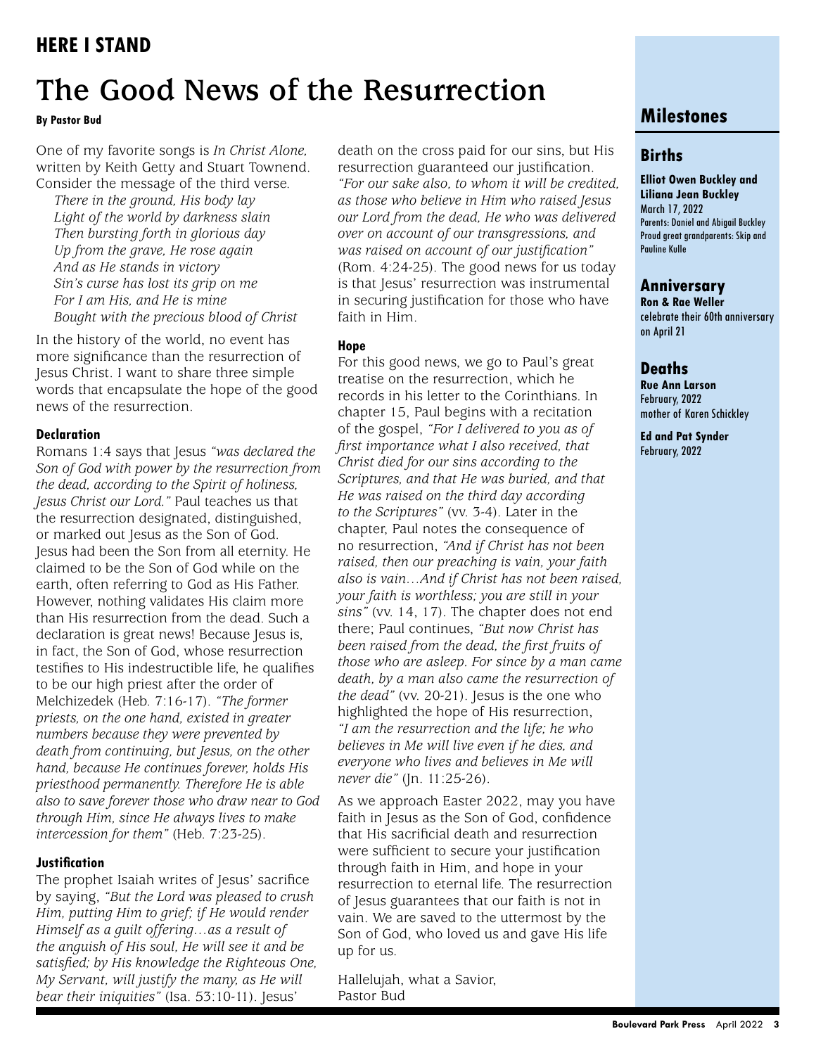## HERE I STAND

# The Good News of the Resurrection

**By Pastor Bud**

One of my favorite songs is *In Christ Alone,* written by Keith Getty and Stuart Townend. Consider the message of the third verse.

*There in the ground, His body lay*
*Light of the world by darkness slain*
*Then bursting forth in glorious day*
*Up from the grave, He rose again*
*And as He stands in victory*
*Sin's curse has lost its grip on me*
*For I am His, and He is mine*
*Bought with the precious blood of Christ*

In the history of the world, no event has more significance than the resurrection of Jesus Christ. I want to share three simple words that encapsulate the hope of the good news of the resurrection.

### Declaration

Romans 1:4 says that Jesus *"was declared the Son of God with power by the resurrection from the dead, according to the Spirit of holiness, Jesus Christ our Lord."* Paul teaches us that the resurrection designated, distinguished, or marked out Jesus as the Son of God. Jesus had been the Son from all eternity. He claimed to be the Son of God while on the earth, often referring to God as His Father. However, nothing validates His claim more than His resurrection from the dead. Such a declaration is great news! Because Jesus is, in fact, the Son of God, whose resurrection testifies to His indestructible life, he qualifies to be our high priest after the order of Melchizedek (Heb. 7:16-17). *"The former priests, on the one hand, existed in greater numbers because they were prevented by death from continuing, but Jesus, on the other hand, because He continues forever, holds His priesthood permanently. Therefore He is able also to save forever those who draw near to God through Him, since He always lives to make intercession for them"* (Heb. 7:23-25).

### Justification

The prophet Isaiah writes of Jesus' sacrifice by saying, *"But the Lord was pleased to crush Him, putting Him to grief; if He would render Himself as a guilt offering…as a result of the anguish of His soul, He will see it and be satisfied; by His knowledge the Righteous One, My Servant, will justify the many, as He will bear their iniquities"* (Isa. 53:10-11). Jesus' death on the cross paid for our sins, but His resurrection guaranteed our justification. *"For our sake also, to whom it will be credited, as those who believe in Him who raised Jesus our Lord from the dead, He who was delivered over on account of our transgressions, and was raised on account of our justification"* (Rom. 4:24-25). The good news for us today is that Jesus' resurrection was instrumental in securing justification for those who have faith in Him.

### Hope

For this good news, we go to Paul's great treatise on the resurrection, which he records in his letter to the Corinthians. In chapter 15, Paul begins with a recitation of the gospel, *"For I delivered to you as of first importance what I also received, that Christ died for our sins according to the Scriptures, and that He was buried, and that He was raised on the third day according to the Scriptures"* (vv. 3-4). Later in the chapter, Paul notes the consequence of no resurrection, *"And if Christ has not been raised, then our preaching is vain, your faith also is vain…And if Christ has not been raised, your faith is worthless; you are still in your sins"* (vv. 14, 17). The chapter does not end there; Paul continues, *"But now Christ has been raised from the dead, the first fruits of those who are asleep. For since by a man came death, by a man also came the resurrection of the dead"* (vv. 20-21). Jesus is the one who highlighted the hope of His resurrection, *"I am the resurrection and the life; he who believes in Me will live even if he dies, and everyone who lives and believes in Me will never die"* (Jn. 11:25-26).

As we approach Easter 2022, may you have faith in Jesus as the Son of God, confidence that His sacrificial death and resurrection were sufficient to secure your justification through faith in Him, and hope in your resurrection to eternal life. The resurrection of Jesus guarantees that our faith is not in vain. We are saved to the uttermost by the Son of God, who loved us and gave His life up for us.

Hallelujah, what a Savior,
Pastor Bud

## Milestones

### Births

**Elliot Owen Buckley and Liliana Jean Buckley**
March 17, 2022
Parents: Daniel and Abigail Buckley
Proud great grandparents: Skip and Pauline Kulle

### Anniversary

**Ron & Rae Weller**
celebrate their 60th anniversary on April 21

### Deaths

**Rue Ann Larson**
February, 2022
mother of Karen Schickley

**Ed and Pat Synder**
February, 2022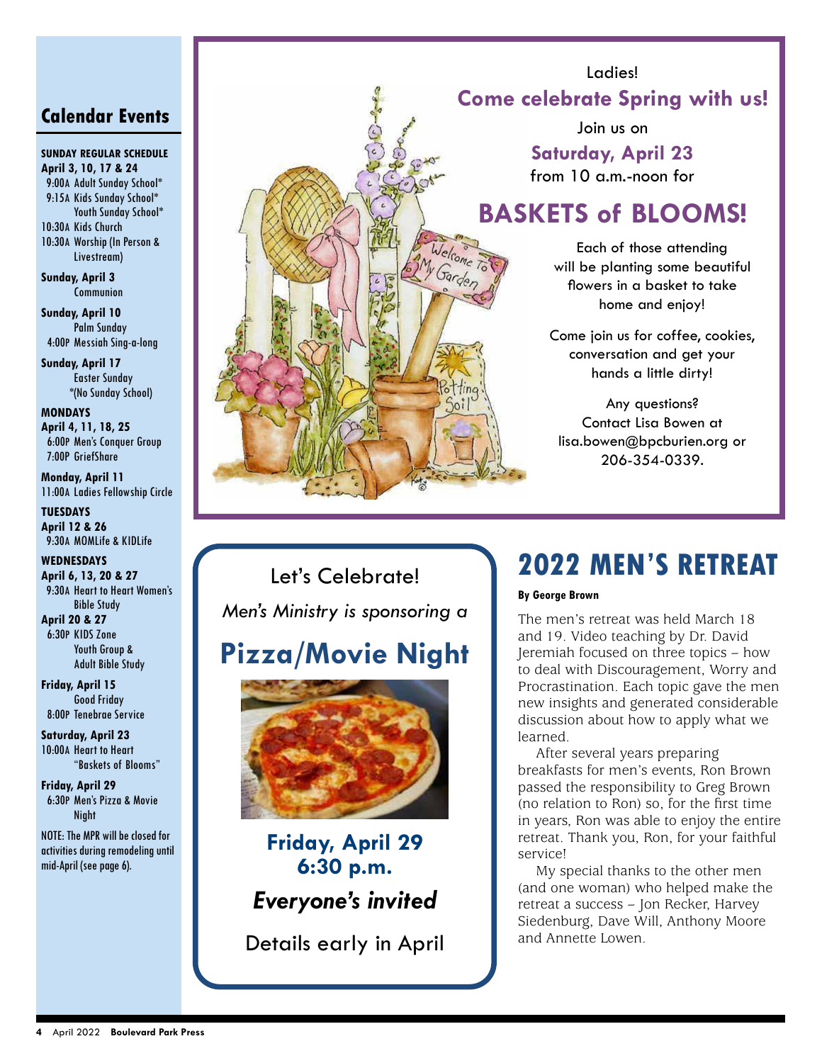## Calendar Events

**SUNDAY REGULAR SCHEDULE**
**April 3, 10, 17 & 24**
9:00A Adult Sunday School*
9:15A Kids Sunday School*
Youth Sunday School*
10:30A Kids Church
10:30A Worship (In Person & Livestream)

**Sunday, April 3**
Communion

**Sunday, April 10**
Palm Sunday
4:00P Messiah Sing-a-long

**Sunday, April 17**
Easter Sunday
*(No Sunday School)

**MONDAYS**
**April 4, 11, 18, 25**
6:00P Men's Conquer Group
7:00P GriefShare

**Monday, April 11**
11:00A Ladies Fellowship Circle

**TUESDAYS**
**April 12 & 26**
9:30A MOMLife & KIDLife

**WEDNESDAYS**
**April 6, 13, 20 & 27**
9:30A Heart to Heart Women's Bible Study

**April 20 & 27**
6:30P KIDS Zone
Youth Group & Adult Bible Study

**Friday, April 15**
Good Friday
8:00P Tenebrae Service

**Saturday, April 23**
10:00A Heart to Heart "Baskets of Blooms"

**Friday, April 29**
6:30P Men's Pizza & Movie Night

NOTE: The MPR will be closed for activities during remodeling until mid-April (see page 6).

---

Ladies!

**Come celebrate Spring with us!**

Join us on

**Saturday, April 23**

from 10 a.m.-noon for

## BASKETS of BLOOMS!

Each of those attending will be planting some beautiful flowers in a basket to take home and enjoy!

Come join us for coffee, cookies, conversation and get your hands a little dirty!

Any questions?
Contact Lisa Bowen at lisa.bowen@bpcburien.org or 206-354-0339.

---

Let's Celebrate!

*Men's Ministry is sponsoring a*

## Pizza/Movie Night

**Friday, April 29**
**6:30 p.m.**

***Everyone's invited***

Details early in April

---

## 2022 MEN'S RETREAT

**By George Brown**

The men's retreat was held March 18 and 19. Video teaching by Dr. David Jeremiah focused on three topics – how to deal with Discouragement, Worry and Procrastination. Each topic gave the men new insights and generated considerable discussion about how to apply what we learned.

After several years preparing breakfasts for men's events, Ron Brown passed the responsibility to Greg Brown (no relation to Ron) so, for the first time in years, Ron was able to enjoy the entire retreat. Thank you, Ron, for your faithful service!

My special thanks to the other men (and one woman) who helped make the retreat a success – Jon Recker, Harvey Siedenburg, Dave Will, Anthony Moore and Annette Lowen.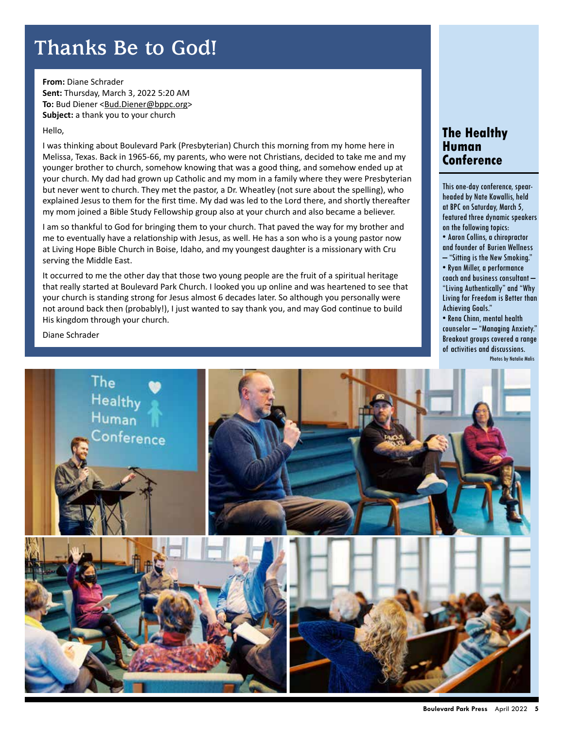# Thanks Be to God!

**From:** Diane Schrader
**Sent:** Thursday, March 3, 2022 5:20 AM
**To:** Bud Diener <Bud.Diener@bppc.org>
**Subject:** a thank you to your church

Hello,

I was thinking about Boulevard Park (Presbyterian) Church this morning from my home here in Melissa, Texas. Back in 1965-66, my parents, who were not Christians, decided to take me and my younger brother to church, somehow knowing that was a good thing, and somehow ended up at your church. My dad had grown up Catholic and my mom in a family where they were Presbyterian but never went to church. They met the pastor, a Dr. Wheatley (not sure about the spelling), who explained Jesus to them for the first time. My dad was led to the Lord there, and shortly thereafter my mom joined a Bible Study Fellowship group also at your church and also became a believer.

I am so thankful to God for bringing them to your church. That paved the way for my brother and me to eventually have a relationship with Jesus, as well. He has a son who is a young pastor now at Living Hope Bible Church in Boise, Idaho, and my youngest daughter is a missionary with Cru serving the Middle East.

It occurred to me the other day that those two young people are the fruit of a spiritual heritage that really started at Boulevard Park Church. I looked you up online and was heartened to see that your church is standing strong for Jesus almost 6 decades later. So although you personally were not around back then (probably!), I just wanted to say thank you, and may God continue to build His kingdom through your church.

Diane Schrader

## The Healthy Human Conference

This one-day conference, spearheaded by Nate Kowallis, held at BPC on Saturday, March 5, featured three dynamic speakers on the following topics:

- Aaron Collins, a chiropractor and founder of Burien Wellness – "Sitting is the New Smoking."
- Ryan Miller, a performance coach and business consultant – "Living Authentically" and "Why Living for Freedom is Better than Achieving Goals."
- Rena Chinn, mental health counselor – "Managing Anxiety."

Breakout groups covered a range of activities and discussions.

Photos by Natalie Malis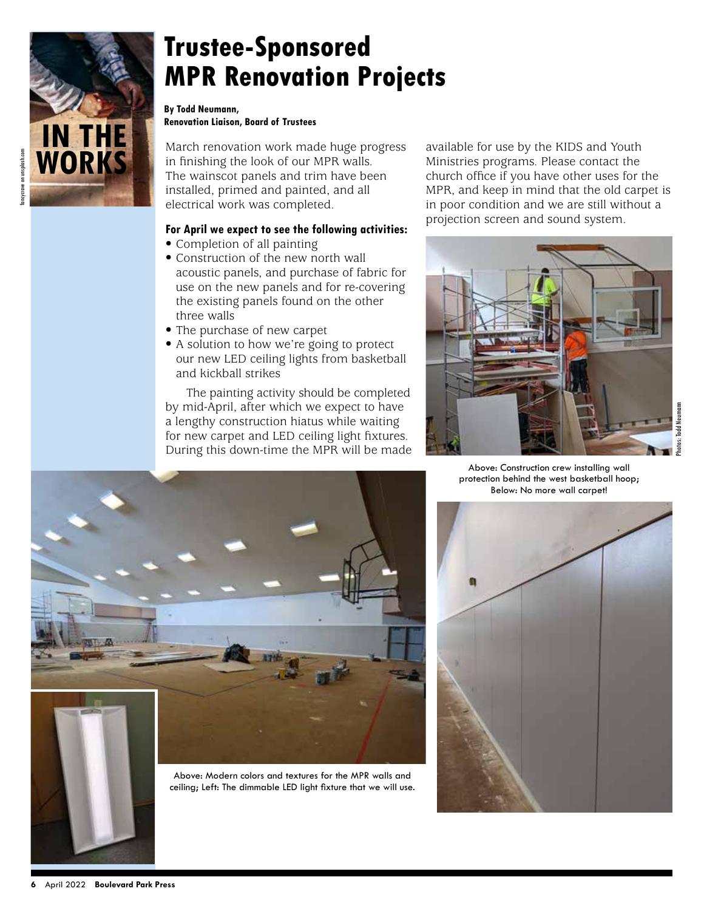IN THE WORKS

# Trustee-Sponsored MPR Renovation Projects

**By Todd Neumann, Renovation Liaison, Board of Trustees**

March renovation work made huge progress in finishing the look of our MPR walls. The wainscot panels and trim have been installed, primed and painted, and all electrical work was completed.

**For April we expect to see the following activities:**

- Completion of all painting
- Construction of the new north wall acoustic panels, and purchase of fabric for use on the new panels and for re-covering the existing panels found on the other three walls
- The purchase of new carpet
- A solution to how we're going to protect our new LED ceiling lights from basketball and kickball strikes

The painting activity should be completed by mid-April, after which we expect to have a lengthy construction hiatus while waiting for new carpet and LED ceiling light fixtures. During this down-time the MPR will be made available for use by the KIDS and Youth Ministries programs. Please contact the church office if you have other uses for the MPR, and keep in mind that the old carpet is in poor condition and we are still without a projection screen and sound system.

Above: Construction crew installing wall protection behind the west basketball hoop; Below: No more wall carpet!

Above: Modern colors and textures for the MPR walls and ceiling; Left: The dimmable LED light fixture that we will use.

Photos: Todd Neumann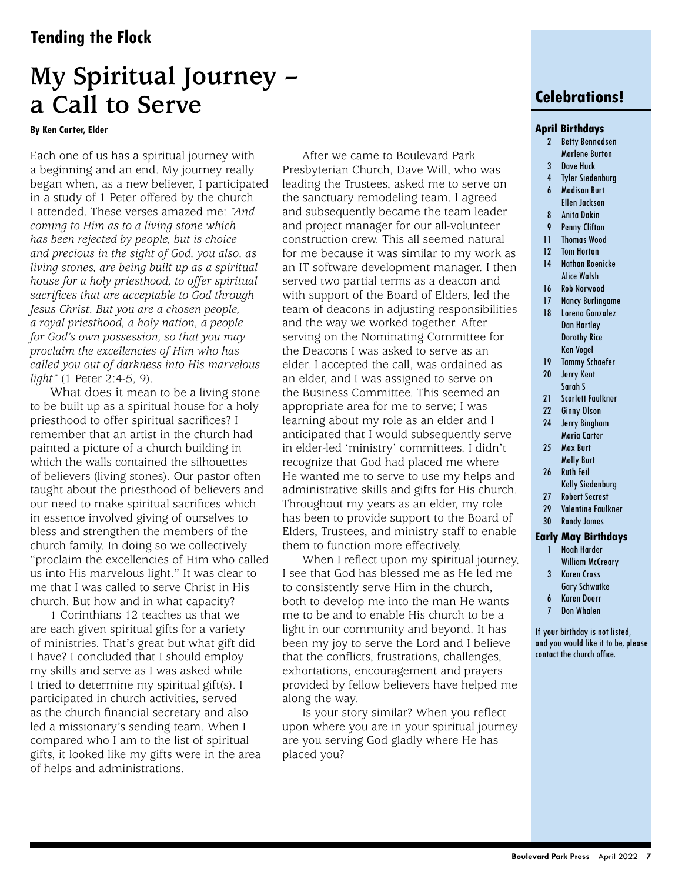## Tending the Flock

# My Spiritual Journey – a Call to Serve

**By Ken Carter, Elder**

Each one of us has a spiritual journey with a beginning and an end. My journey really began when, as a new believer, I participated in a study of 1 Peter offered by the church I attended. These verses amazed me: *"And coming to Him as to a living stone which has been rejected by people, but is choice and precious in the sight of God, you also, as living stones, are being built up as a spiritual house for a holy priesthood, to offer spiritual sacrifices that are acceptable to God through Jesus Christ. But you are a chosen people, a royal priesthood, a holy nation, a people for God's own possession, so that you may proclaim the excellencies of Him who has called you out of darkness into His marvelous light"* (1 Peter 2:4-5, 9).

What does it mean to be a living stone to be built up as a spiritual house for a holy priesthood to offer spiritual sacrifices? I remember that an artist in the church had painted a picture of a church building in which the walls contained the silhouettes of believers (living stones). Our pastor often taught about the priesthood of believers and our need to make spiritual sacrifices which in essence involved giving of ourselves to bless and strengthen the members of the church family. In doing so we collectively "proclaim the excellencies of Him who called us into His marvelous light." It was clear to me that I was called to serve Christ in His church. But how and in what capacity?

1 Corinthians 12 teaches us that we are each given spiritual gifts for a variety of ministries. That's great but what gift did I have? I concluded that I should employ my skills and serve as I was asked while I tried to determine my spiritual gift(s). I participated in church activities, served as the church financial secretary and also led a missionary's sending team. When I compared who I am to the list of spiritual gifts, it looked like my gifts were in the area of helps and administrations.

After we came to Boulevard Park Presbyterian Church, Dave Will, who was leading the Trustees, asked me to serve on the sanctuary remodeling team. I agreed and subsequently became the team leader and project manager for our all-volunteer construction crew. This all seemed natural for me because it was similar to my work as an IT software development manager. I then served two partial terms as a deacon and with support of the Board of Elders, led the team of deacons in adjusting responsibilities and the way we worked together. After serving on the Nominating Committee for the Deacons I was asked to serve as an elder. I accepted the call, was ordained as an elder, and I was assigned to serve on the Business Committee. This seemed an appropriate area for me to serve; I was learning about my role as an elder and I anticipated that I would subsequently serve in elder-led 'ministry' committees. I didn't recognize that God had placed me where He wanted me to serve to use my helps and administrative skills and gifts for His church. Throughout my years as an elder, my role has been to provide support to the Board of Elders, Trustees, and ministry staff to enable them to function more effectively.

When I reflect upon my spiritual journey, I see that God has blessed me as He led me to consistently serve Him in the church, both to develop me into the man He wants me to be and to enable His church to be a light in our community and beyond. It has been my joy to serve the Lord and I believe that the conflicts, frustrations, challenges, exhortations, encouragement and prayers provided by fellow believers have helped me along the way.

Is your story similar? When you reflect upon where you are in your spiritual journey are you serving God gladly where He has placed you?

## Celebrations!

### April Birthdays

- 2 Betty Bennedsen, Marlene Burton
- 3 Dave Huck
- 4 Tyler Siedenburg
- 6 Madison Burt, Ellen Jackson
- 8 Anita Dakin
- 9 Penny Clifton
- 11 Thomas Wood
- 12 Tom Horton
- 14 Nathan Roenicke, Alice Walsh
- 16 Rob Norwood
- 17 Nancy Burlingame
- 18 Lorena Gonzalez, Dan Hartley, Dorothy Rice, Ken Vogel
- 19 Tammy Schaefer
- 20 Jerry Kent, Sarah S
- 21 Scarlett Faulkner
- 22 Ginny Olson
- 24 Jerry Bingham, Maria Carter
- 25 Max Burt, Molly Burt
- 26 Ruth Feil, Kelly Siedenburg
- 27 Robert Secrest
- 29 Valentine Faulkner
- 30 Randy James

### Early May Birthdays

- 1 Noah Harder, William McCreary
- 3 Karen Cross, Gary Schwatke
- 6 Karen Doerr
- 7 Don Whalen

If your birthday is not listed, and you would like it to be, please contact the church office.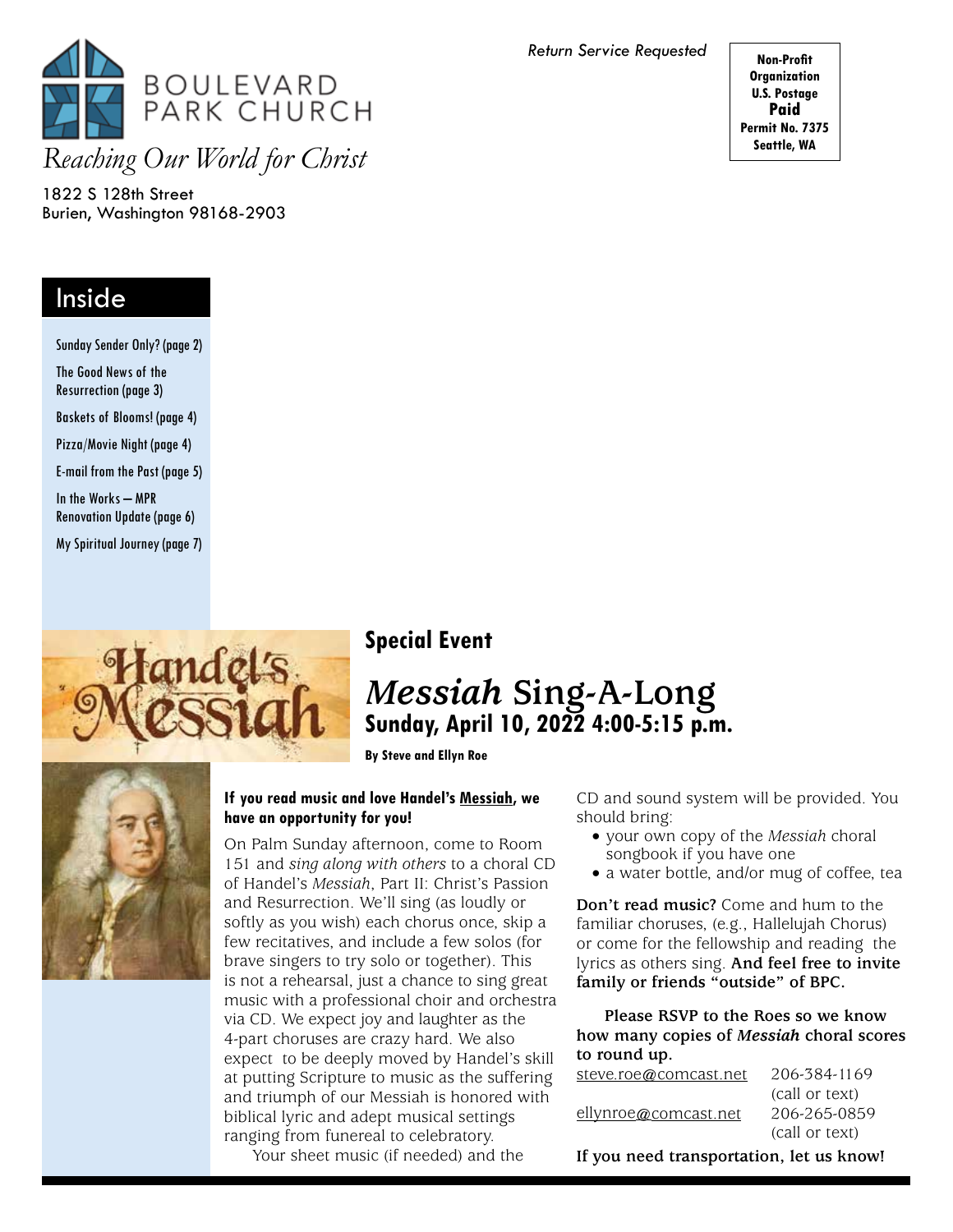# BOULEVARD PARK CHURCH

*Reaching Our World for Christ*

1822 S 128th Street
Burien, Washington 98168-2903

*Return Service Requested*

**Non-Profit Organization**
**U.S. Postage**
**Paid**
**Permit No. 7375**
**Seattle, WA**

## Inside

Sunday Sender Only? (page 2)

The Good News of the Resurrection (page 3)

Baskets of Blooms! (page 4)

Pizza/Movie Night (page 4)

E-mail from the Past (page 5)

In the Works – MPR Renovation Update (page 6)

My Spiritual Journey (page 7)

Handel's Messiah

**Special Event**

# *Messiah* Sing-A-Long

## Sunday, April 10, 2022 4:00-5:15 p.m.

**By Steve and Ellyn Roe**

**If you read music and love Handel's Messiah, we have an opportunity for you!**

On Palm Sunday afternoon, come to Room 151 and *sing along with others* to a choral CD of Handel's *Messiah*, Part II: Christ's Passion and Resurrection. We'll sing (as loudly or softly as you wish) each chorus once, skip a few recitatives, and include a few solos (for brave singers to try solo or together). This is not a rehearsal, just a chance to sing great music with a professional choir and orchestra via CD. We expect joy and laughter as the 4-part choruses are crazy hard. We also expect to be deeply moved by Handel's skill at putting Scripture to music as the suffering and triumph of our Messiah is honored with biblical lyric and adept musical settings ranging from funereal to celebratory.

Your sheet music (if needed) and the CD and sound system will be provided. You should bring:

- your own copy of the *Messiah* choral songbook if you have one
- a water bottle, and/or mug of coffee, tea

**Don't read music?** Come and hum to the familiar choruses, (e.g., Hallelujah Chorus) or come for the fellowship and reading the lyrics as others sing. **And feel free to invite family or friends "outside" of BPC.**

**Please RSVP to the Roes so we know how many copies of *Messiah* choral scores to round up.**

steve.roe@comcast.net 206-384-1169 (call or text)

ellynroe@comcast.net 206-265-0859 (call or text)

**If you need transportation, let us know!**